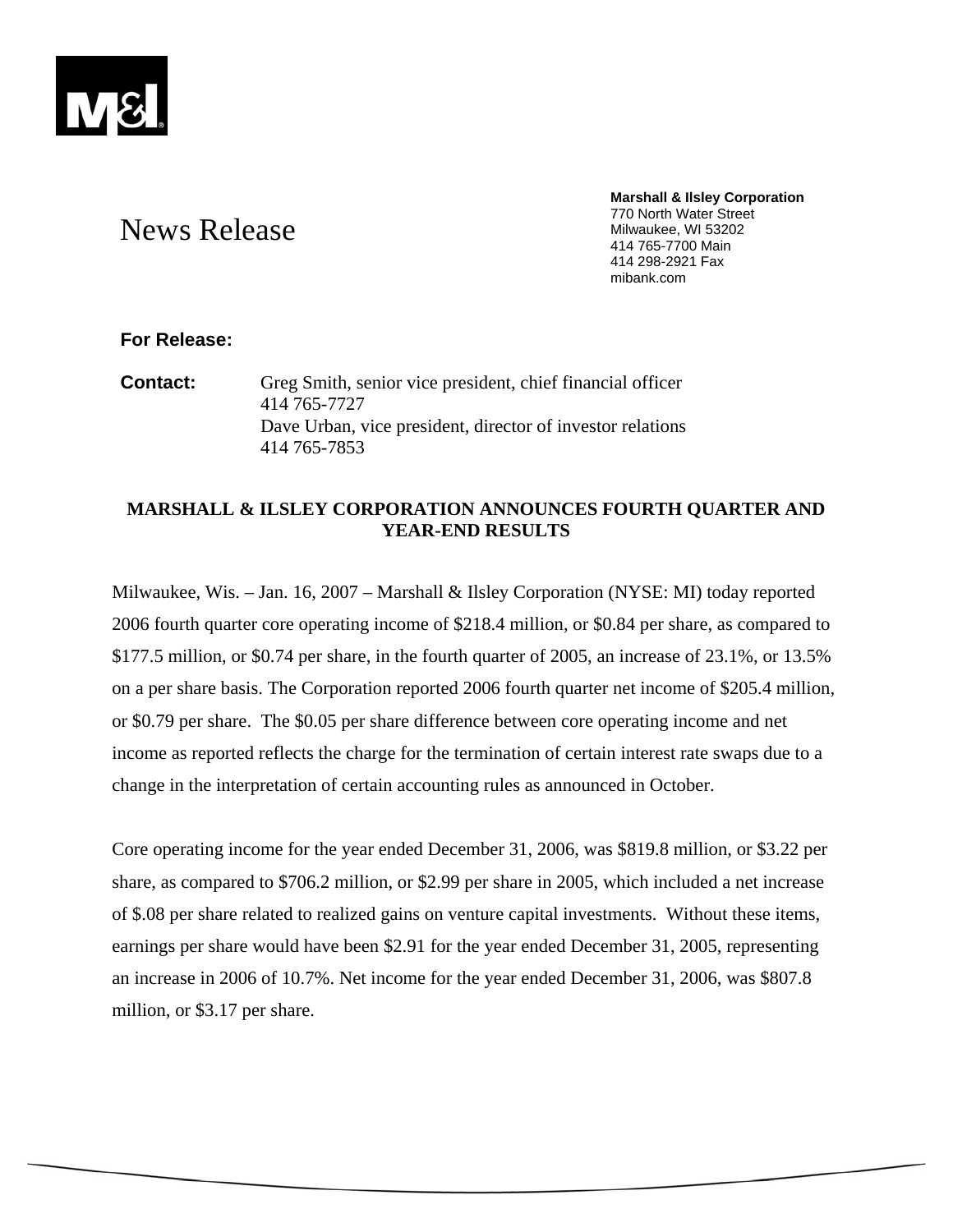M&I

# News Release

**Marshall & Ilsley Corporation**
770 North Water Street
Milwaukee, WI 53202
414 765-7700 Main
414 298-2921 Fax
mibank.com

**For Release:**

**Contact:** Greg Smith, senior vice president, chief financial officer
414 765-7727
Dave Urban, vice president, director of investor relations
414 765-7853

## MARSHALL & ILSLEY CORPORATION ANNOUNCES FOURTH QUARTER AND YEAR-END RESULTS

Milwaukee, Wis. – Jan. 16, 2007 – Marshall & Ilsley Corporation (NYSE: MI) today reported 2006 fourth quarter core operating income of $218.4 million, or $0.84 per share, as compared to $177.5 million, or $0.74 per share, in the fourth quarter of 2005, an increase of 23.1%, or 13.5% on a per share basis. The Corporation reported 2006 fourth quarter net income of $205.4 million, or $0.79 per share. The $0.05 per share difference between core operating income and net income as reported reflects the charge for the termination of certain interest rate swaps due to a change in the interpretation of certain accounting rules as announced in October.

Core operating income for the year ended December 31, 2006, was $819.8 million, or $3.22 per share, as compared to $706.2 million, or $2.99 per share in 2005, which included a net increase of $.08 per share related to realized gains on venture capital investments. Without these items, earnings per share would have been $2.91 for the year ended December 31, 2005, representing an increase in 2006 of 10.7%. Net income for the year ended December 31, 2006, was $807.8 million, or $3.17 per share.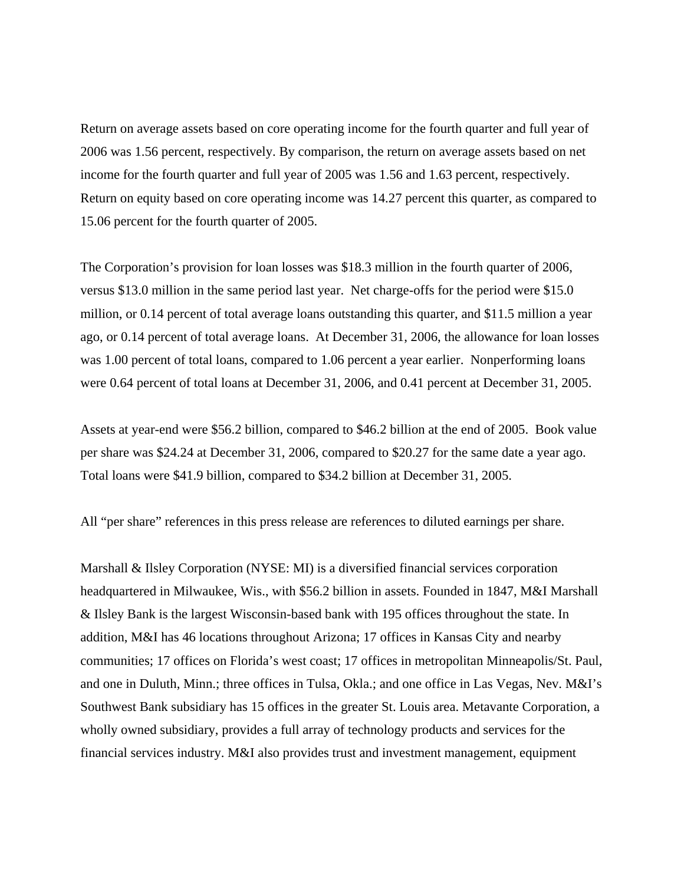Return on average assets based on core operating income for the fourth quarter and full year of 2006 was 1.56 percent, respectively. By comparison, the return on average assets based on net income for the fourth quarter and full year of 2005 was 1.56 and 1.63 percent, respectively. Return on equity based on core operating income was 14.27 percent this quarter, as compared to 15.06 percent for the fourth quarter of 2005.

The Corporation's provision for loan losses was $18.3 million in the fourth quarter of 2006, versus $13.0 million in the same period last year. Net charge-offs for the period were $15.0 million, or 0.14 percent of total average loans outstanding this quarter, and $11.5 million a year ago, or 0.14 percent of total average loans. At December 31, 2006, the allowance for loan losses was 1.00 percent of total loans, compared to 1.06 percent a year earlier. Nonperforming loans were 0.64 percent of total loans at December 31, 2006, and 0.41 percent at December 31, 2005.

Assets at year-end were $56.2 billion, compared to $46.2 billion at the end of 2005. Book value per share was $24.24 at December 31, 2006, compared to $20.27 for the same date a year ago. Total loans were $41.9 billion, compared to $34.2 billion at December 31, 2005.

All "per share" references in this press release are references to diluted earnings per share.

Marshall & Ilsley Corporation (NYSE: MI) is a diversified financial services corporation headquartered in Milwaukee, Wis., with $56.2 billion in assets. Founded in 1847, M&I Marshall & Ilsley Bank is the largest Wisconsin-based bank with 195 offices throughout the state. In addition, M&I has 46 locations throughout Arizona; 17 offices in Kansas City and nearby communities; 17 offices on Florida's west coast; 17 offices in metropolitan Minneapolis/St. Paul, and one in Duluth, Minn.; three offices in Tulsa, Okla.; and one office in Las Vegas, Nev. M&I's Southwest Bank subsidiary has 15 offices in the greater St. Louis area. Metavante Corporation, a wholly owned subsidiary, provides a full array of technology products and services for the financial services industry. M&I also provides trust and investment management, equipment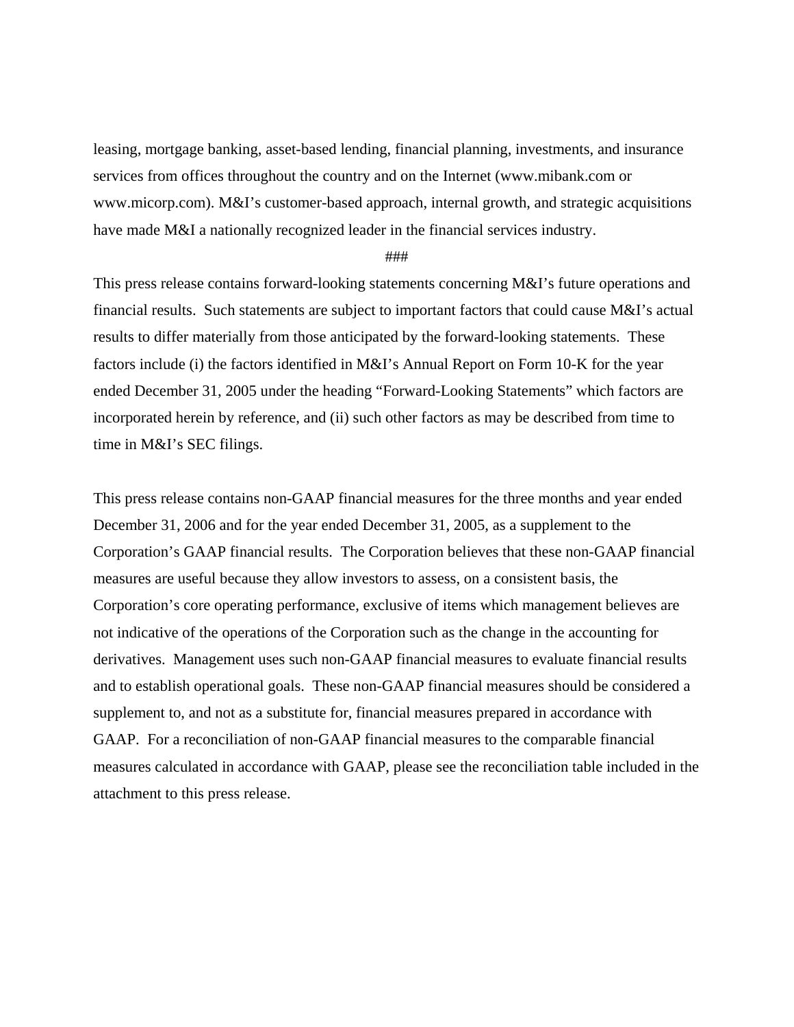leasing, mortgage banking, asset-based lending, financial planning, investments, and insurance services from offices throughout the country and on the Internet (www.mibank.com or www.micorp.com). M&I's customer-based approach, internal growth, and strategic acquisitions have made M&I a nationally recognized leader in the financial services industry.

###

This press release contains forward-looking statements concerning M&I's future operations and financial results. Such statements are subject to important factors that could cause M&I's actual results to differ materially from those anticipated by the forward-looking statements. These factors include (i) the factors identified in M&I's Annual Report on Form 10-K for the year ended December 31, 2005 under the heading "Forward-Looking Statements" which factors are incorporated herein by reference, and (ii) such other factors as may be described from time to time in M&I's SEC filings.

This press release contains non-GAAP financial measures for the three months and year ended December 31, 2006 and for the year ended December 31, 2005, as a supplement to the Corporation's GAAP financial results. The Corporation believes that these non-GAAP financial measures are useful because they allow investors to assess, on a consistent basis, the Corporation's core operating performance, exclusive of items which management believes are not indicative of the operations of the Corporation such as the change in the accounting for derivatives. Management uses such non-GAAP financial measures to evaluate financial results and to establish operational goals. These non-GAAP financial measures should be considered a supplement to, and not as a substitute for, financial measures prepared in accordance with GAAP. For a reconciliation of non-GAAP financial measures to the comparable financial measures calculated in accordance with GAAP, please see the reconciliation table included in the attachment to this press release.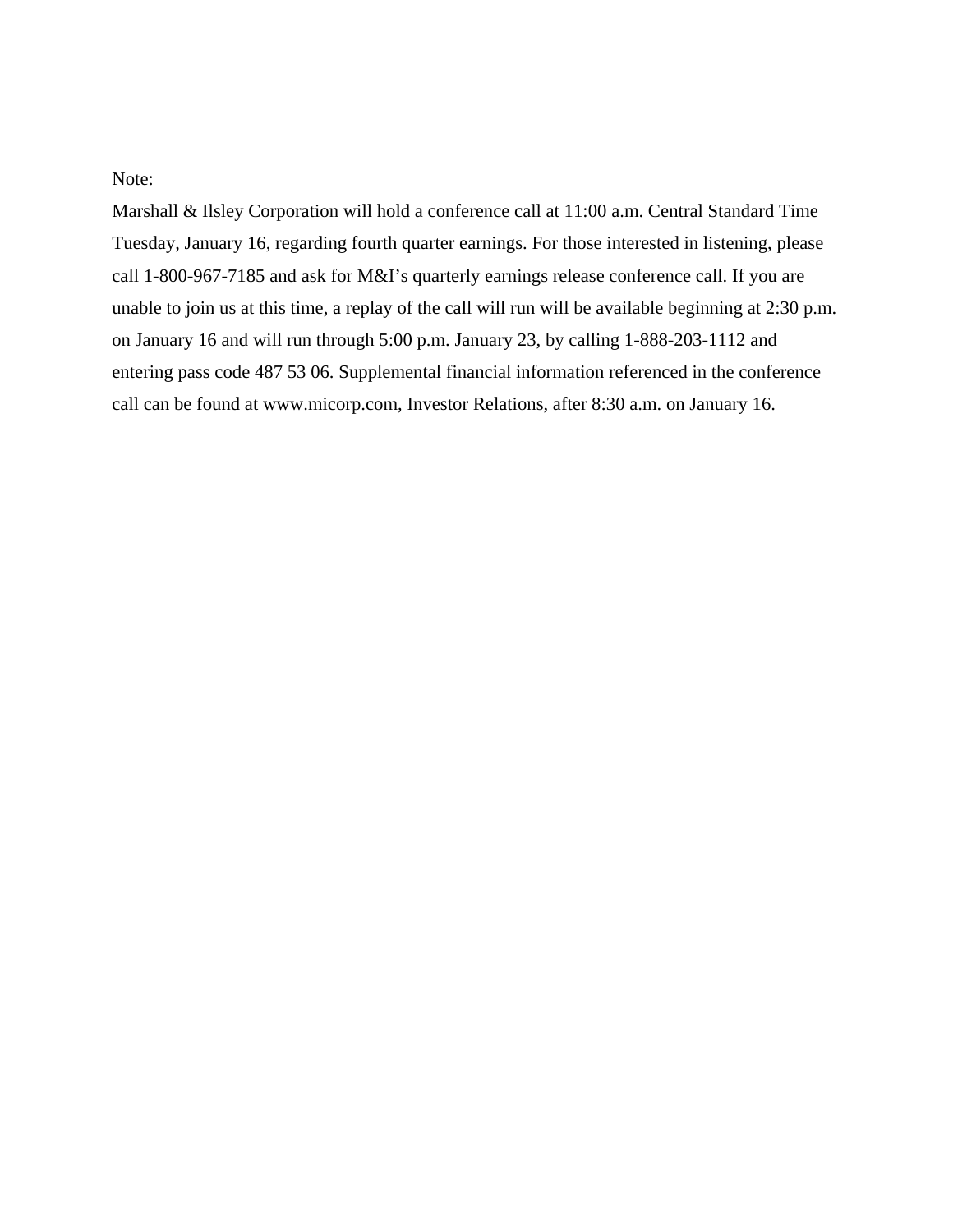Note:

Marshall & Ilsley Corporation will hold a conference call at 11:00 a.m. Central Standard Time Tuesday, January 16, regarding fourth quarter earnings. For those interested in listening, please call 1-800-967-7185 and ask for M&I's quarterly earnings release conference call. If you are unable to join us at this time, a replay of the call will run will be available beginning at 2:30 p.m. on January 16 and will run through 5:00 p.m. January 23, by calling 1-888-203-1112 and entering pass code 487 53 06. Supplemental financial information referenced in the conference call can be found at www.micorp.com, Investor Relations, after 8:30 a.m. on January 16.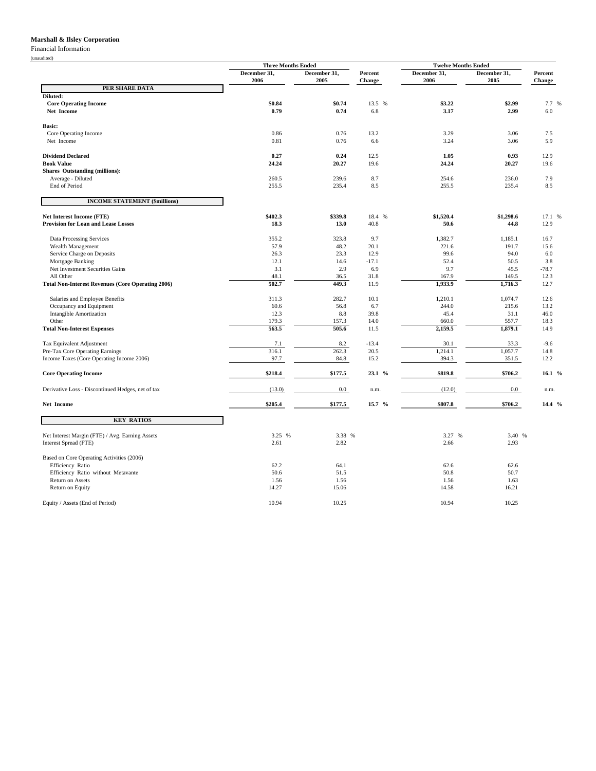**Marshall & Ilsley Corporation**

Financial Information

(unaudited)

| | Three Months Ended | | | Twelve Months Ended | | |
|---|---|---|---|---|---|---|
| | December 31, 2006 | December 31, 2005 | Percent Change | December 31, 2006 | December 31, 2005 | Percent Change |
| **PER SHARE DATA** | | | | | | |
| **Diluted:** | | | | | | |
| **Core Operating Income** | **$0.84** | **$0.74** | 13.5 % | **$3.22** | **$2.99** | 7.7 % |
| **Net Income** | **0.79** | **0.74** | 6.8 | **3.17** | **2.99** | 6.0 |
| | | | | | | |
| **Basic:** | | | | | | |
| Core Operating Income | 0.86 | 0.76 | 13.2 | 3.29 | 3.06 | 7.5 |
| Net Income | 0.81 | 0.76 | 6.6 | 3.24 | 3.06 | 5.9 |
| | | | | | | |
| **Dividend Declared** | **0.27** | **0.24** | 12.5 | **1.05** | **0.93** | 12.9 |
| **Book Value** | **24.24** | **20.27** | 19.6 | **24.24** | **20.27** | 19.6 |
| **Shares Outstanding (millions):** | | | | | | |
| Average - Diluted | 260.5 | 239.6 | 8.7 | 254.6 | 236.0 | 7.9 |
| End of Period | 255.5 | 235.4 | 8.5 | 255.5 | 235.4 | 8.5 |
| | | | | | | |
| **INCOME STATEMENT ($millions)** | | | | | | |
| **Net Interest Income (FTE)** | **$402.3** | **$339.8** | 18.4 % | **$1,520.4** | **$1,298.6** | 17.1 % |
| **Provision for Loan and Lease Losses** | **18.3** | **13.0** | 40.8 | **50.6** | **44.8** | 12.9 |
| | | | | | | |
| Data Processing Services | 355.2 | 323.8 | 9.7 | 1,382.7 | 1,185.1 | 16.7 |
| Wealth Management | 57.9 | 48.2 | 20.1 | 221.6 | 191.7 | 15.6 |
| Service Charge on Deposits | 26.3 | 23.3 | 12.9 | 99.6 | 94.0 | 6.0 |
| Mortgage Banking | 12.1 | 14.6 | -17.1 | 52.4 | 50.5 | 3.8 |
| Net Investment Securities Gains | 3.1 | 2.9 | 6.9 | 9.7 | 45.5 | -78.7 |
| All Other | 48.1 | 36.5 | 31.8 | 167.9 | 149.5 | 12.3 |
| **Total Non-Interest Revenues (Core Operating 2006)** | **502.7** | **449.3** | 11.9 | **1,933.9** | **1,716.3** | 12.7 |
| | | | | | | |
| Salaries and Employee Benefits | 311.3 | 282.7 | 10.1 | 1,210.1 | 1,074.7 | 12.6 |
| Occupancy and Equipment | 60.6 | 56.8 | 6.7 | 244.0 | 215.6 | 13.2 |
| Intangible Amortization | 12.3 | 8.8 | 39.8 | 45.4 | 31.1 | 46.0 |
| Other | 179.3 | 157.3 | 14.0 | 660.0 | 557.7 | 18.3 |
| **Total Non-Interest Expenses** | **563.5** | **505.6** | 11.5 | **2,159.5** | **1,879.1** | 14.9 |
| | | | | | | |
| Tax Equivalent Adjustment | 7.1 | 8.2 | -13.4 | 30.1 | 33.3 | -9.6 |
| Pre-Tax Core Operating Earnings | 316.1 | 262.3 | 20.5 | 1,214.1 | 1,057.7 | 14.8 |
| Income Taxes (Core Operating Income 2006) | 97.7 | 84.8 | 15.2 | 394.3 | 351.5 | 12.2 |
| | | | | | | |
| **Core Operating Income** | **$218.4** | **$177.5** | **23.1 %** | **$819.8** | **$706.2** | **16.1 %** |
| | | | | | | |
| Derivative Loss - Discontinued Hedges, net of tax | (13.0) | 0.0 | n.m. | (12.0) | 0.0 | n.m. |
| | | | | | | |
| **Net Income** | **$205.4** | **$177.5** | **15.7 %** | **$807.8** | **$706.2** | **14.4 %** |
| | | | | | | |
| **KEY RATIOS** | | | | | | |
| Net Interest Margin (FTE) / Avg. Earning Assets | 3.25 % | 3.38 % | | 3.27 % | 3.40 % | |
| Interest Spread (FTE) | 2.61 | 2.82 | | 2.66 | 2.93 | |
| | | | | | | |
| Based on Core Operating Activities (2006) | | | | | | |
| Efficiency Ratio | 62.2 | 64.1 | | 62.6 | 62.6 | |
| Efficiency Ratio without Metavante | 50.6 | 51.5 | | 50.8 | 50.7 | |
| Return on Assets | 1.56 | 1.56 | | 1.56 | 1.63 | |
| Return on Equity | 14.27 | 15.06 | | 14.58 | 16.21 | |
| | | | | | | |
| Equity / Assets (End of Period) | 10.94 | 10.25 | | 10.94 | 10.25 | |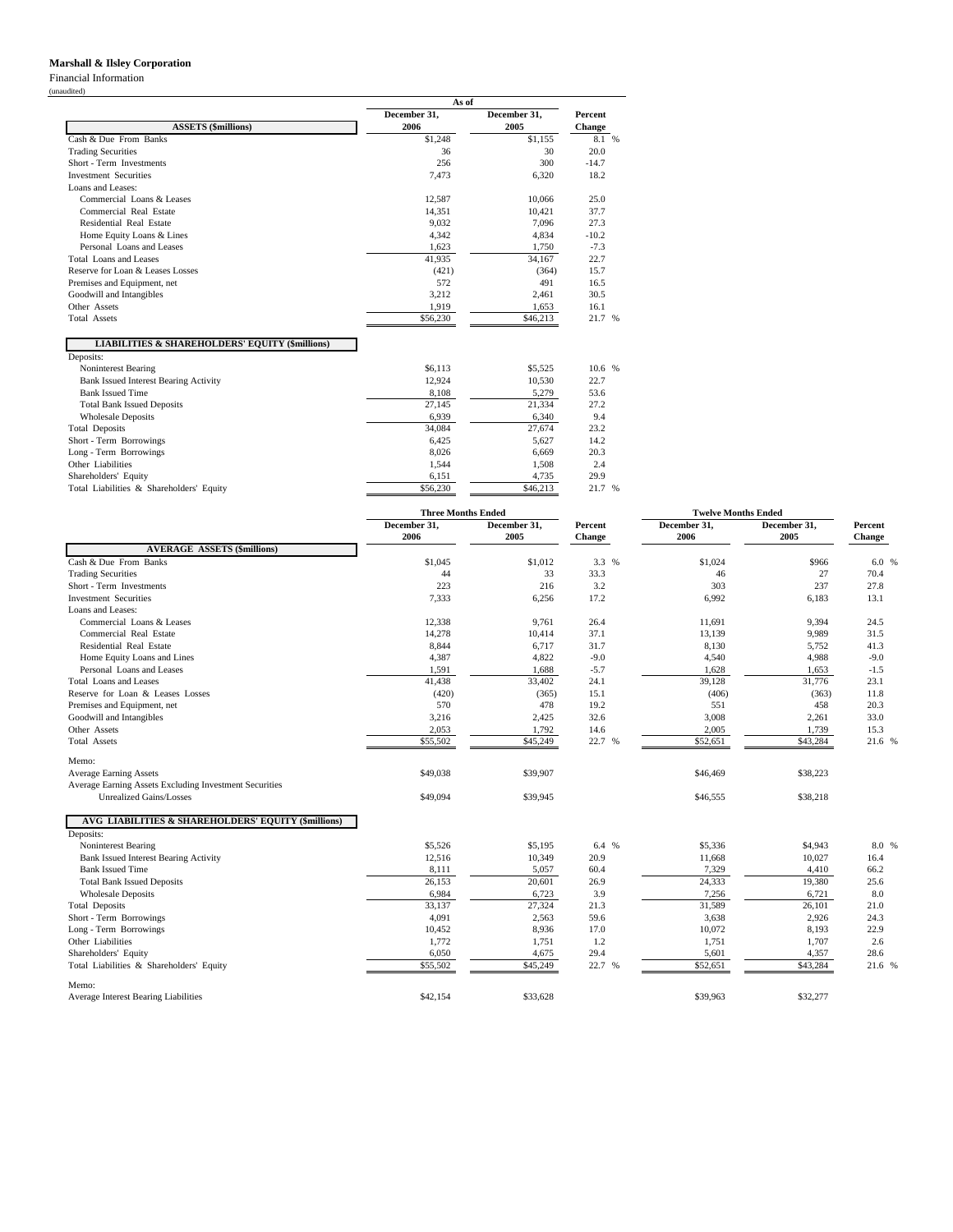**Marshall & Ilsley Corporation**

Financial Information

(unaudited)

| ASSETS ($millions) | As of December 31, 2006 | December 31, 2005 | Percent Change |
|---|---|---|---|
| Cash & Due From Banks | $1,248 | $1,155 | 8.1 % |
| Trading Securities | 36 | 30 | 20.0 |
| Short - Term Investments | 256 | 300 | -14.7 |
| Investment Securities | 7,473 | 6,320 | 18.2 |
| Loans and Leases: | | | |
| Commercial Loans & Leases | 12,587 | 10,066 | 25.0 |
| Commercial Real Estate | 14,351 | 10,421 | 37.7 |
| Residential Real Estate | 9,032 | 7,096 | 27.3 |
| Home Equity Loans & Lines | 4,342 | 4,834 | -10.2 |
| Personal Loans and Leases | 1,623 | 1,750 | -7.3 |
| Total Loans and Leases | 41,935 | 34,167 | 22.7 |
| Reserve for Loan & Leases Losses | (421) | (364) | 15.7 |
| Premises and Equipment, net | 572 | 491 | 16.5 |
| Goodwill and Intangibles | 3,212 | 2,461 | 30.5 |
| Other Assets | 1,919 | 1,653 | 16.1 |
| Total Assets | $56,230 | $46,213 | 21.7 % |
| **LIABILITIES & SHAREHOLDERS' EQUITY ($millions)** | | | |
| Deposits: | | | |
| Noninterest Bearing | $6,113 | $5,525 | 10.6 % |
| Bank Issued Interest Bearing Activity | 12,924 | 10,530 | 22.7 |
| Bank Issued Time | 8,108 | 5,279 | 53.6 |
| Total Bank Issued Deposits | 27,145 | 21,334 | 27.2 |
| Wholesale Deposits | 6,939 | 6,340 | 9.4 |
| Total Deposits | 34,084 | 27,674 | 23.2 |
| Short - Term Borrowings | 6,425 | 5,627 | 14.2 |
| Long - Term Borrowings | 8,026 | 6,669 | 20.3 |
| Other Liabilities | 1,544 | 1,508 | 2.4 |
| Shareholders' Equity | 6,151 | 4,735 | 29.9 |
| Total Liabilities & Shareholders' Equity | $56,230 | $46,213 | 21.7 % |

| | Three Months Ended | | | Twelve Months Ended | | |
|---|---|---|---|---|---|---|
| **AVERAGE ASSETS ($millions)** | December 31, 2006 | December 31, 2005 | Percent Change | December 31, 2006 | December 31, 2005 | Percent Change |
| Cash & Due From Banks | $1,045 | $1,012 | 3.3 % | $1,024 | $966 | 6.0 % |
| Trading Securities | 44 | 33 | 33.3 | 46 | 27 | 70.4 |
| Short - Term Investments | 223 | 216 | 3.2 | 303 | 237 | 27.8 |
| Investment Securities | 7,333 | 6,256 | 17.2 | 6,992 | 6,183 | 13.1 |
| Loans and Leases: | | | | | | |
| Commercial Loans & Leases | 12,338 | 9,761 | 26.4 | 11,691 | 9,394 | 24.5 |
| Commercial Real Estate | 14,278 | 10,414 | 37.1 | 13,139 | 9,989 | 31.5 |
| Residential Real Estate | 8,844 | 6,717 | 31.7 | 8,130 | 5,752 | 41.3 |
| Home Equity Loans and Lines | 4,387 | 4,822 | -9.0 | 4,540 | 4,988 | -9.0 |
| Personal Loans and Leases | 1,591 | 1,688 | -5.7 | 1,628 | 1,653 | -1.5 |
| Total Loans and Leases | 41,438 | 33,402 | 24.1 | 39,128 | 31,776 | 23.1 |
| Reserve for Loan & Leases Losses | (420) | (365) | 15.1 | (406) | (363) | 11.8 |
| Premises and Equipment, net | 570 | 478 | 19.2 | 551 | 458 | 20.3 |
| Goodwill and Intangibles | 3,216 | 2,425 | 32.6 | 3,008 | 2,261 | 33.0 |
| Other Assets | 2,053 | 1,792 | 14.6 | 2,005 | 1,739 | 15.3 |
| Total Assets | $55,502 | $45,249 | 22.7 % | $52,651 | $43,284 | 21.6 % |
| Memo: | | | | | | |
| Average Earning Assets | $49,038 | $39,907 | | $46,469 | $38,223 | |
| Average Earning Assets Excluding Investment Securities Unrealized Gains/Losses | $49,094 | $39,945 | | $46,555 | $38,218 | |
| **AVG LIABILITIES & SHAREHOLDERS' EQUITY ($millions)** | | | | | | |
| Deposits: | | | | | | |
| Noninterest Bearing | $5,526 | $5,195 | 6.4 % | $5,336 | $4,943 | 8.0 % |
| Bank Issued Interest Bearing Activity | 12,516 | 10,349 | 20.9 | 11,668 | 10,027 | 16.4 |
| Bank Issued Time | 8,111 | 5,057 | 60.4 | 7,329 | 4,410 | 66.2 |
| Total Bank Issued Deposits | 26,153 | 20,601 | 26.9 | 24,333 | 19,380 | 25.6 |
| Wholesale Deposits | 6,984 | 6,723 | 3.9 | 7,256 | 6,721 | 8.0 |
| Total Deposits | 33,137 | 27,324 | 21.3 | 31,589 | 26,101 | 21.0 |
| Short - Term Borrowings | 4,091 | 2,563 | 59.6 | 3,638 | 2,926 | 24.3 |
| Long - Term Borrowings | 10,452 | 8,936 | 17.0 | 10,072 | 8,193 | 22.9 |
| Other Liabilities | 1,772 | 1,751 | 1.2 | 1,751 | 1,707 | 2.6 |
| Shareholders' Equity | 6,050 | 4,675 | 29.4 | 5,601 | 4,357 | 28.6 |
| Total Liabilities & Shareholders' Equity | $55,502 | $45,249 | 22.7 % | $52,651 | $43,284 | 21.6 % |
| Memo: | | | | | | |
| Average Interest Bearing Liabilities | $42,154 | $33,628 | | $39,963 | $32,277 | |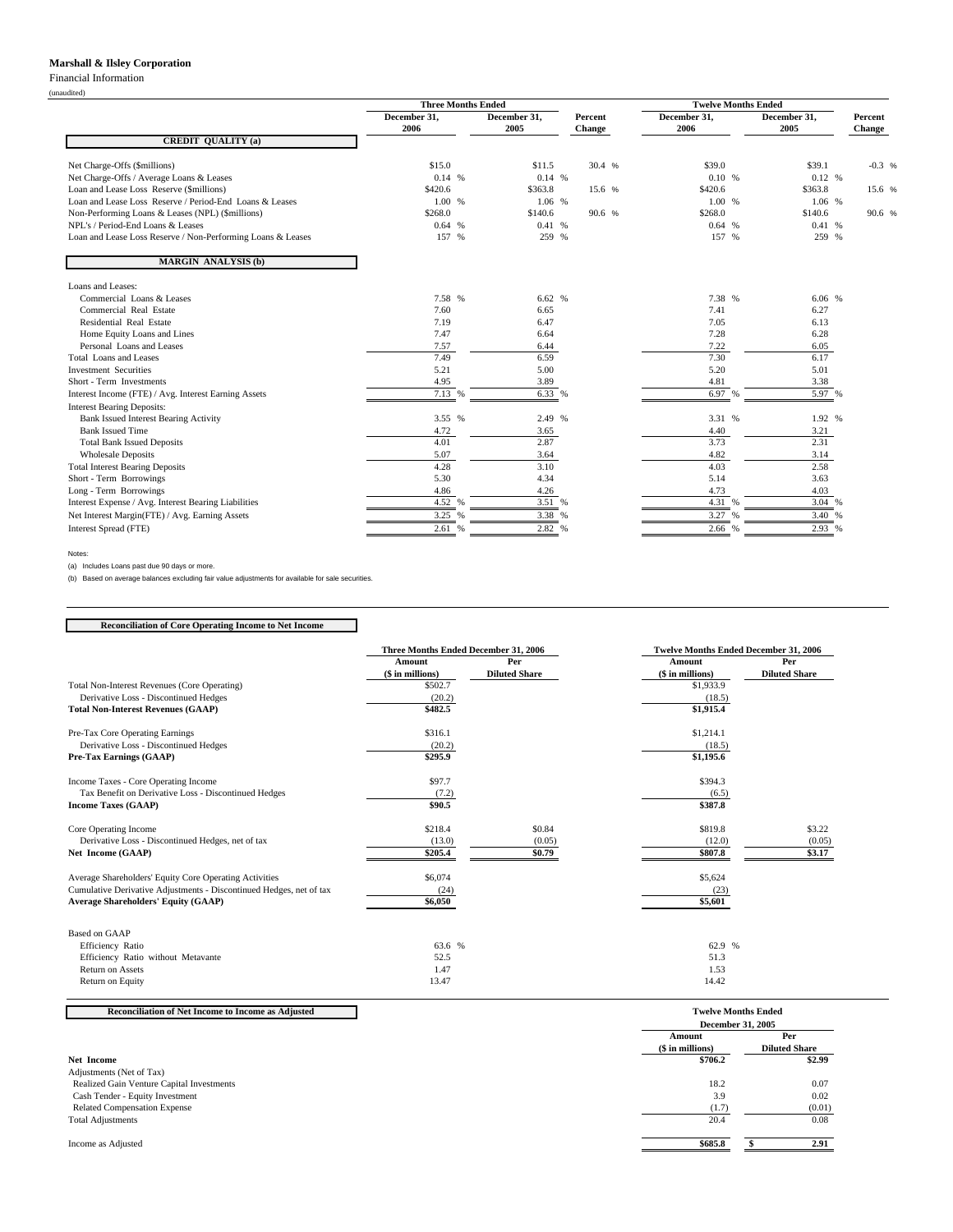**Marshall & Ilsley Corporation**

Financial Information

(unaudited)

| | Three Months Ended | | | Twelve Months Ended | | |
|---|---|---|---|---|---|---|
| | December 31, 2006 | December 31, 2005 | Percent Change | December 31, 2006 | December 31, 2005 | Percent Change |
| **CREDIT QUALITY (a)** | | | | | | |
| Net Charge-Offs ($millions) | $15.0 | $11.5 | 30.4 % | $39.0 | $39.1 | -0.3 % |
| Net Charge-Offs / Average Loans & Leases | 0.14 % | 0.14 % | | 0.10 % | 0.12 % | |
| Loan and Lease Loss Reserve ($millions) | $420.6 | $363.8 | 15.6 % | $420.6 | $363.8 | 15.6 % |
| Loan and Lease Loss Reserve / Period-End Loans & Leases | 1.00 % | 1.06 % | | 1.00 % | 1.06 % | |
| Non-Performing Loans & Leases (NPL) ($millions) | $268.0 | $140.6 | 90.6 % | $268.0 | $140.6 | 90.6 % |
| NPL's / Period-End Loans & Leases | 0.64 % | 0.41 % | | 0.64 % | 0.41 % | |
| Loan and Lease Loss Reserve / Non-Performing Loans & Leases | 157 % | 259 % | | 157 % | 259 % | |
| **MARGIN ANALYSIS (b)** | | | | | | |
| Loans and Leases: | | | | | | |
| Commercial Loans & Leases | 7.58 % | 6.62 % | | 7.38 % | 6.06 % | |
| Commercial Real Estate | 7.60 | 6.65 | | 7.41 | 6.27 | |
| Residential Real Estate | 7.19 | 6.47 | | 7.05 | 6.13 | |
| Home Equity Loans and Lines | 7.47 | 6.64 | | 7.28 | 6.28 | |
| Personal Loans and Leases | 7.57 | 6.44 | | 7.22 | 6.05 | |
| Total Loans and Leases | 7.49 | 6.59 | | 7.30 | 6.17 | |
| Investment Securities | 5.21 | 5.00 | | 5.20 | 5.01 | |
| Short - Term Investments | 4.95 | 3.89 | | 4.81 | 3.38 | |
| Interest Income (FTE) / Avg. Interest Earning Assets | 7.13 % | 6.33 % | | 6.97 % | 5.97 % | |
| Interest Bearing Deposits: | | | | | | |
| Bank Issued Interest Bearing Activity | 3.55 % | 2.49 % | | 3.31 % | 1.92 % | |
| Bank Issued Time | 4.72 | 3.65 | | 4.40 | 3.21 | |
| Total Bank Issued Deposits | 4.01 | 2.87 | | 3.73 | 2.31 | |
| Wholesale Deposits | 5.07 | 3.64 | | 4.82 | 3.14 | |
| Total Interest Bearing Deposits | 4.28 | 3.10 | | 4.03 | 2.58 | |
| Short - Term Borrowings | 5.30 | 4.34 | | 5.14 | 3.63 | |
| Long - Term Borrowings | 4.86 | 4.26 | | 4.73 | 4.03 | |
| Interest Expense / Avg. Interest Bearing Liabilities | 4.52 % | 3.51 % | | 4.31 % | 3.04 % | |
| Net Interest Margin(FTE) / Avg. Earning Assets | 3.25 % | 3.38 % | | 3.27 % | 3.40 % | |
| Interest Spread (FTE) | 2.61 % | 2.82 % | | 2.66 % | 2.93 % | |

Notes:

(a) Includes Loans past due 90 days or more.

(b) Based on average balances excluding fair value adjustments for available for sale securities.

**Reconciliation of Core Operating Income to Net Income**

| | Three Months Ended December 31, 2006 | | Twelve Months Ended December 31, 2006 | |
|---|---|---|---|---|
| | Amount ($ in millions) | Per Diluted Share | Amount ($ in millions) | Per Diluted Share |
| Total Non-Interest Revenues (Core Operating) | $502.7 | | $1,933.9 | |
| Derivative Loss - Discontinued Hedges | (20.2) | | (18.5) | |
| **Total Non-Interest Revenues (GAAP)** | **$482.5** | | **$1,915.4** | |
| Pre-Tax Core Operating Earnings | $316.1 | | $1,214.1 | |
| Derivative Loss - Discontinued Hedges | (20.2) | | (18.5) | |
| **Pre-Tax Earnings (GAAP)** | **$295.9** | | **$1,195.6** | |
| Income Taxes - Core Operating Income | $97.7 | | $394.3 | |
| Tax Benefit on Derivative Loss - Discontinued Hedges | (7.2) | | (6.5) | |
| **Income Taxes (GAAP)** | **$90.5** | | **$387.8** | |
| Core Operating Income | $218.4 | $0.84 | $819.8 | $3.22 |
| Derivative Loss - Discontinued Hedges, net of tax | (13.0) | (0.05) | (12.0) | (0.05) |
| **Net Income (GAAP)** | **$205.4** | **$0.79** | **$807.8** | **$3.17** |
| Average Shareholders' Equity Core Operating Activities | $6,074 | | $5,624 | |
| Cumulative Derivative Adjustments - Discontinued Hedges, net of tax | (24) | | (23) | |
| **Average Shareholders' Equity (GAAP)** | **$6,050** | | **$5,601** | |
| Based on GAAP | | | | |
| Efficiency Ratio | 63.6 % | | 62.9 % | |
| Efficiency Ratio without Metavante | 52.5 | | 51.3 | |
| Return on Assets | 1.47 | | 1.53 | |
| Return on Equity | 13.47 | | 14.42 | |

**Reconciliation of Net Income to Income as Adjusted**

| | Twelve Months Ended December 31, 2005 | |
|---|---|---|
| | Amount ($ in millions) | Per Diluted Share |
| **Net Income** | **$706.2** | **$2.99** |
| Adjustments (Net of Tax) | | |
| Realized Gain Venture Capital Investments | 18.2 | 0.07 |
| Cash Tender - Equity Investment | 3.9 | 0.02 |
| Related Compensation Expense | (1.7) | (0.01) |
| Total Adjustments | 20.4 | 0.08 |
| Income as Adjusted | **$685.8** | **$ 2.91** |